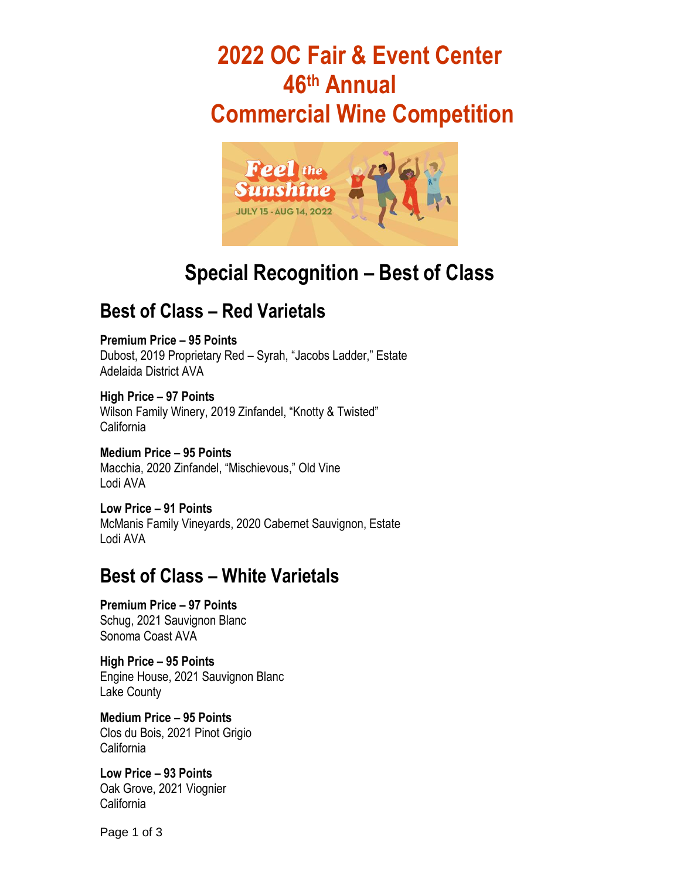# 2022 OC Fair & Event Center 46th Annual Commercial Wine Competition

## Special Recognition – Best of Class

### Best of Class – Red Varietals

**Premium Price – 95 Points**
Dubost, 2019 Proprietary Red – Syrah, "Jacobs Ladder," Estate
Adelaida District AVA

**High Price – 97 Points**
Wilson Family Winery, 2019 Zinfandel, "Knotty & Twisted"
California

**Medium Price – 95 Points**
Macchia, 2020 Zinfandel, "Mischievous," Old Vine
Lodi AVA

**Low Price – 91 Points**
McManis Family Vineyards, 2020 Cabernet Sauvignon, Estate
Lodi AVA

### Best of Class – White Varietals

**Premium Price – 97 Points**
Schug, 2021 Sauvignon Blanc
Sonoma Coast AVA

**High Price – 95 Points**
Engine House, 2021 Sauvignon Blanc
Lake County

**Medium Price – 95 Points**
Clos du Bois, 2021 Pinot Grigio
California

**Low Price – 93 Points**
Oak Grove, 2021 Viognier
California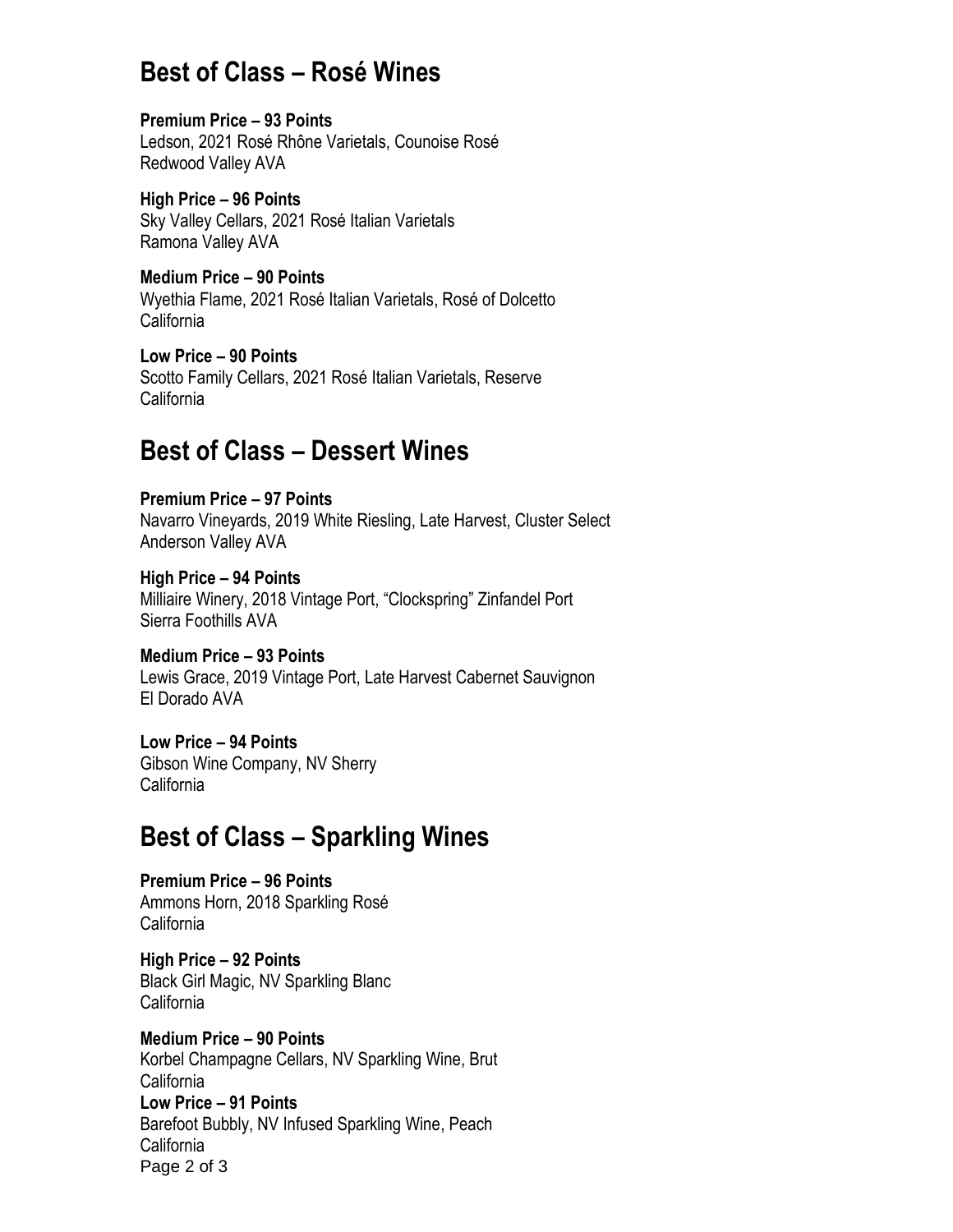## Best of Class – Rosé Wines

**Premium Price – 93 Points**
Ledson, 2021 Rosé Rhône Varietals, Counoise Rosé
Redwood Valley AVA

**High Price – 96 Points**
Sky Valley Cellars, 2021 Rosé Italian Varietals
Ramona Valley AVA

**Medium Price – 90 Points**
Wyethia Flame, 2021 Rosé Italian Varietals, Rosé of Dolcetto
California

**Low Price – 90 Points**
Scotto Family Cellars, 2021 Rosé Italian Varietals, Reserve
California

## Best of Class – Dessert Wines

**Premium Price – 97 Points**
Navarro Vineyards, 2019 White Riesling, Late Harvest, Cluster Select
Anderson Valley AVA

**High Price – 94 Points**
Milliaire Winery, 2018 Vintage Port, "Clockspring" Zinfandel Port
Sierra Foothills AVA

**Medium Price – 93 Points**
Lewis Grace, 2019 Vintage Port, Late Harvest Cabernet Sauvignon
El Dorado AVA

**Low Price – 94 Points**
Gibson Wine Company, NV Sherry
California

## Best of Class – Sparkling Wines

**Premium Price – 96 Points**
Ammons Horn, 2018 Sparkling Rosé
California

**High Price – 92 Points**
Black Girl Magic, NV Sparkling Blanc
California

**Medium Price – 90 Points**
Korbel Champagne Cellars, NV Sparkling Wine, Brut
California

**Low Price – 91 Points**
Barefoot Bubbly, NV Infused Sparkling Wine, Peach
California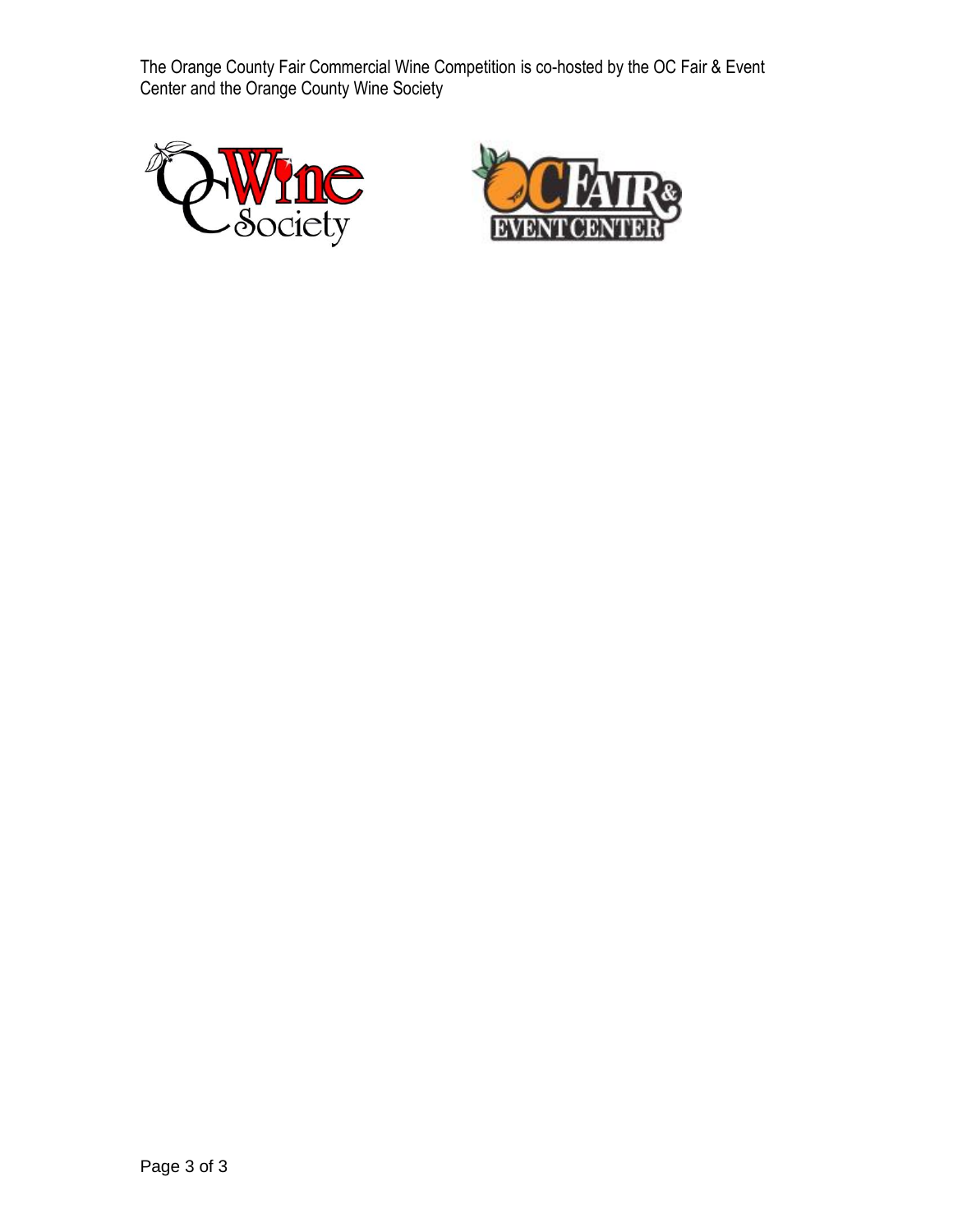The Orange County Fair Commercial Wine Competition is co-hosted by the OC Fair & Event Center and the Orange County Wine Society